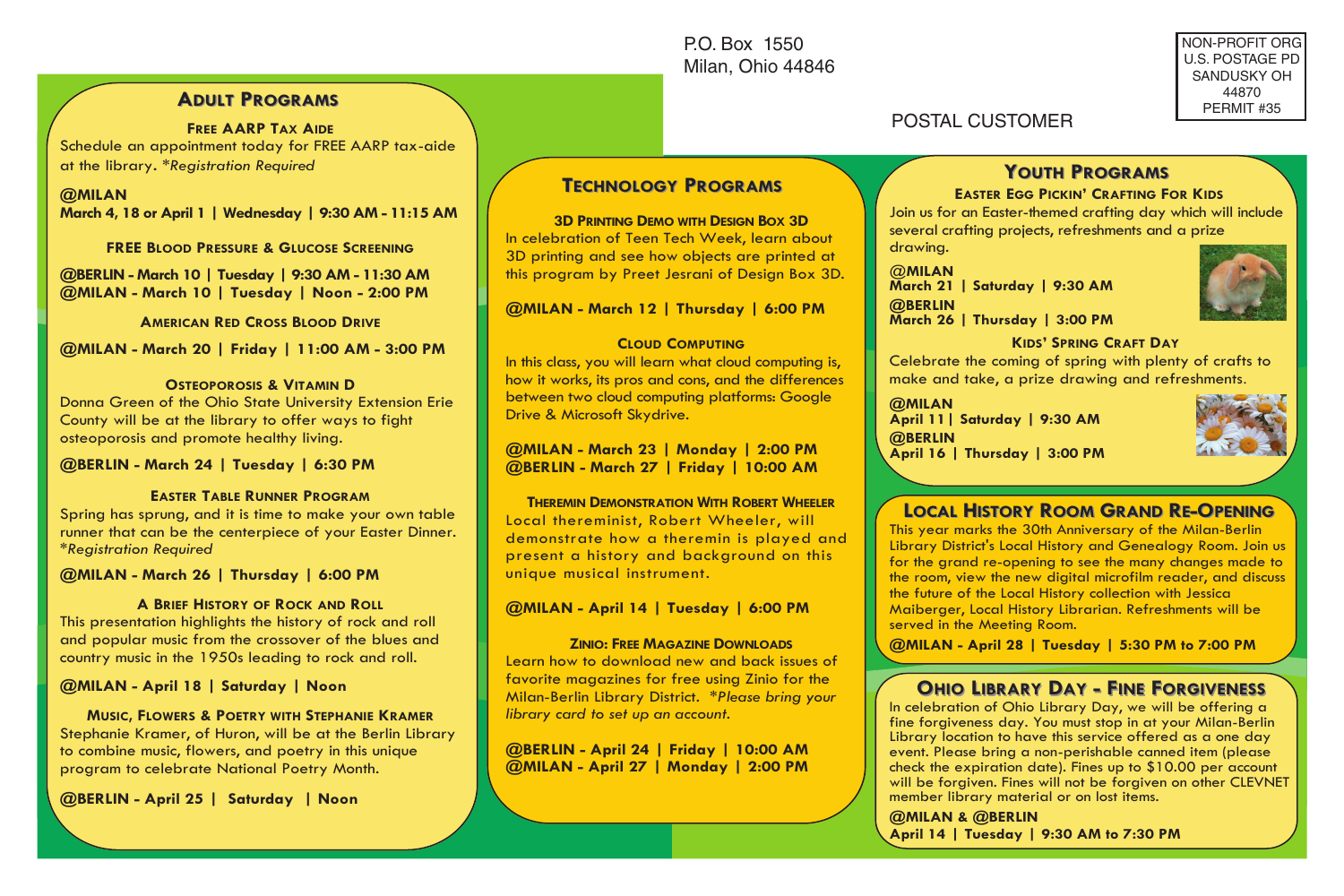## Adult Programs

### Free AARP Tax Aide

Schedule an appointment today for FREE AARP tax-aide at the library. *\*Registration Required*

**@MILAN**
**March 4, 18 or April 1 | Wednesday | 9:30 AM - 11:15 AM**

### FREE Blood Pressure & Glucose Screening

**@BERLIN - March 10 | Tuesday | 9:30 AM - 11:30 AM**
**@MILAN - March 10 | Tuesday | Noon - 2:00 PM**

### American Red Cross Blood Drive

**@MILAN - March 20 | Friday | 11:00 AM - 3:00 PM**

### Osteoporosis & Vitamin D

Donna Green of the Ohio State University Extension Erie County will be at the library to offer ways to fight osteoporosis and promote healthy living.

**@BERLIN - March 24 | Tuesday | 6:30 PM**

### Easter Table Runner Program

Spring has sprung, and it is time to make your own table runner that can be the centerpiece of your Easter Dinner. *\*Registration Required*

**@MILAN - March 26 | Thursday | 6:00 PM**

### A Brief History of Rock and Roll

This presentation highlights the history of rock and roll and popular music from the crossover of the blues and country music in the 1950s leading to rock and roll.

**@MILAN - April 18 | Saturday | Noon**

### Music, Flowers & Poetry with Stephanie Kramer

Stephanie Kramer, of Huron, will be at the Berlin Library to combine music, flowers, and poetry in this unique program to celebrate National Poetry Month.

**@BERLIN - April 25 | Saturday | Noon**

P.O. Box 1550
Milan, Ohio 44846

NON-PROFIT ORG
U.S. POSTAGE PD
SANDUSKY OH
44870
PERMIT #35

POSTAL CUSTOMER

## Technology Programs

### 3D Printing Demo with Design Box 3D

In celebration of Teen Tech Week, learn about 3D printing and see how objects are printed at this program by Preet Jesrani of Design Box 3D.

**@MILAN - March 12 | Thursday | 6:00 PM**

### Cloud Computing

In this class, you will learn what cloud computing is, how it works, its pros and cons, and the differences between two cloud computing platforms: Google Drive & Microsoft Skydrive.

**@MILAN - March 23 | Monday | 2:00 PM**
**@BERLIN - March 27 | Friday | 10:00 AM**

### Theremin Demonstration With Robert Wheeler

Local thereminist, Robert Wheeler, will demonstrate how a theremin is played and present a history and background on this unique musical instrument.

**@MILAN - April 14 | Tuesday | 6:00 PM**

### Zinio: Free Magazine Downloads

Learn how to download new and back issues of favorite magazines for free using Zinio for the Milan-Berlin Library District. *\*Please bring your library card to set up an account.*

**@BERLIN - April 24 | Friday | 10:00 AM**
**@MILAN - April 27 | Monday | 2:00 PM**

## Youth Programs

### Easter Egg Pickin' Crafting For Kids

Join us for an Easter-themed crafting day which will include several crafting projects, refreshments and a prize drawing.

**@MILAN**
**March 21 | Saturday | 9:30 AM**
**@BERLIN**
**March 26 | Thursday | 3:00 PM**

### Kids' Spring Craft Day

Celebrate the coming of spring with plenty of crafts to make and take, a prize drawing and refreshments.

**@MILAN**
**April 11 | Saturday | 9:30 AM**
**@BERLIN**
**April 16 | Thursday | 3:00 PM**

## Local History Room Grand Re-Opening

This year marks the 30th Anniversary of the Milan-Berlin Library District's Local History and Genealogy Room. Join us for the grand re-opening to see the many changes made to the room, view the new digital microfilm reader, and discuss the future of the Local History collection with Jessica Maiberger, Local History Librarian. Refreshments will be served in the Meeting Room.

**@MILAN - April 28 | Tuesday | 5:30 PM to 7:00 PM**

## Ohio Library Day - Fine Forgiveness

In celebration of Ohio Library Day, we will be offering a fine forgiveness day. You must stop in at your Milan-Berlin Library location to have this service offered as a one day event. Please bring a non-perishable canned item (please check the expiration date). Fines up to $10.00 per account will be forgiven. Fines will not be forgiven on other CLEVNET member library material or on lost items.

**@MILAN & @BERLIN**
**April 14 | Tuesday | 9:30 AM to 7:30 PM**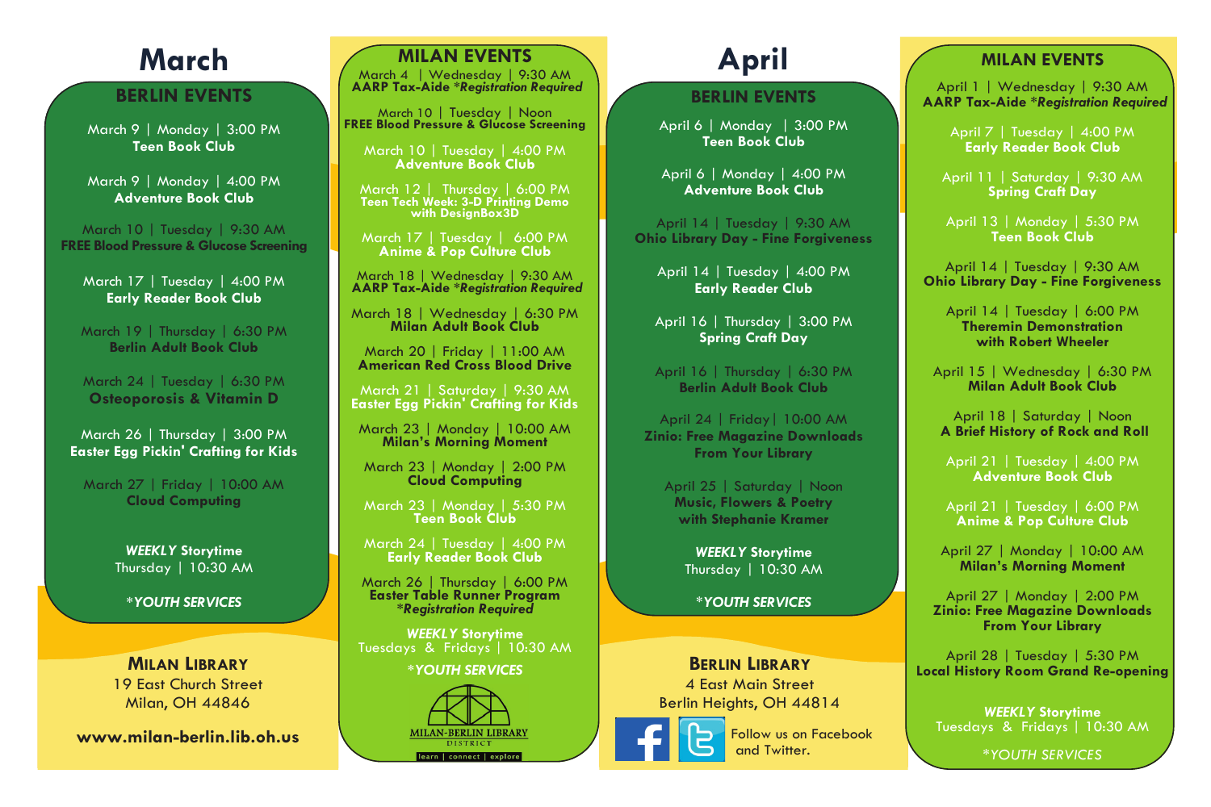# March

## BERLIN EVENTS

March 9 | Monday | 3:00 PM
**Teen Book Club**

March 9 | Monday | 4:00 PM
**Adventure Book Club**

March 10 | Tuesday | 9:30 AM
**FREE Blood Pressure & Glucose Screening**

March 17 | Tuesday | 4:00 PM
**Early Reader Book Club**

March 19 | Thursday | 6:30 PM
**Berlin Adult Book Club**

March 24 | Tuesday | 6:30 PM
**Osteoporosis & Vitamin D**

March 26 | Thursday | 3:00 PM
**Easter Egg Pickin' Crafting for Kids**

March 27 | Friday | 10:00 AM
**Cloud Computing**

***WEEKLY* Storytime**
Thursday | 10:30 AM

***YOUTH SERVICES**

**MILAN LIBRARY**
19 East Church Street
Milan, OH 44846

**www.milan-berlin.lib.oh.us**

## MILAN EVENTS

March 4 | Wednesday | 9:30 AM
**AARP Tax-Aide *Registration Required***

March 10 | Tuesday | Noon
**FREE Blood Pressure & Glucose Screening**

March 10 | Tuesday | 4:00 PM
**Adventure Book Club**

March 12 | Thursday | 6:00 PM
**Teen Tech Week: 3-D Printing Demo with DesignBox3D**

March 17 | Tuesday | 6:00 PM
**Anime & Pop Culture Club**

March 18 | Wednesday | 9:30 AM
**AARP Tax-Aide *Registration Required***

March 18 | Wednesday | 6:30 PM
**Milan Adult Book Club**

March 20 | Friday | 11:00 AM
**American Red Cross Blood Drive**

March 21 | Saturday | 9:30 AM
**Easter Egg Pickin' Crafting for Kids**

March 23 | Monday | 10:00 AM
**Milan's Morning Moment**

March 23 | Monday | 2:00 PM
**Cloud Computing**

March 23 | Monday | 5:30 PM
**Teen Book Club**

March 24 | Tuesday | 4:00 PM
**Early Reader Book Club**

March 26 | Thursday | 6:00 PM
**Easter Table Runner Program**
***Registration Required***

***WEEKLY* Storytime**
Tuesdays & Fridays | 10:30 AM

***YOUTH SERVICES**

MILAN-BERLIN LIBRARY DISTRICT
learn | connect | explore

# April

## BERLIN EVENTS

April 6 | Monday | 3:00 PM
**Teen Book Club**

April 6 | Monday | 4:00 PM
**Adventure Book Club**

April 14 | Tuesday | 9:30 AM
**Ohio Library Day - Fine Forgiveness**

April 14 | Tuesday | 4:00 PM
**Early Reader Club**

April 16 | Thursday | 3:00 PM
**Spring Craft Day**

April 16 | Thursday | 6:30 PM
**Berlin Adult Book Club**

April 24 | Friday | 10:00 AM
**Zinio: Free Magazine Downloads From Your Library**

April 25 | Saturday | Noon
**Music, Flowers & Poetry with Stephanie Kramer**

***WEEKLY* Storytime**
Thursday | 10:30 AM

***YOUTH SERVICES**

**BERLIN LIBRARY**
4 East Main Street
Berlin Heights, OH 44814

Follow us on Facebook and Twitter.

## MILAN EVENTS

April 1 | Wednesday | 9:30 AM
**AARP Tax-Aide *Registration Required***

April 7 | Tuesday | 4:00 PM
**Early Reader Book Club**

April 11 | Saturday | 9:30 AM
**Spring Craft Day**

April 13 | Monday | 5:30 PM
**Teen Book Club**

April 14 | Tuesday | 9:30 AM
**Ohio Library Day - Fine Forgiveness**

April 14 | Tuesday | 6:00 PM
**Theremin Demonstration with Robert Wheeler**

April 15 | Wednesday | 6:30 PM
**Milan Adult Book Club**

April 18 | Saturday | Noon
**A Brief History of Rock and Roll**

April 21 | Tuesday | 4:00 PM
**Adventure Book Club**

April 21 | Tuesday | 6:00 PM
**Anime & Pop Culture Club**

April 27 | Monday | 10:00 AM
**Milan's Morning Moment**

April 27 | Monday | 2:00 PM
**Zinio: Free Magazine Downloads From Your Library**

April 28 | Tuesday | 5:30 PM
**Local History Room Grand Re-opening**

***WEEKLY* Storytime**
Tuesdays & Fridays | 10:30 AM

***YOUTH SERVICES**